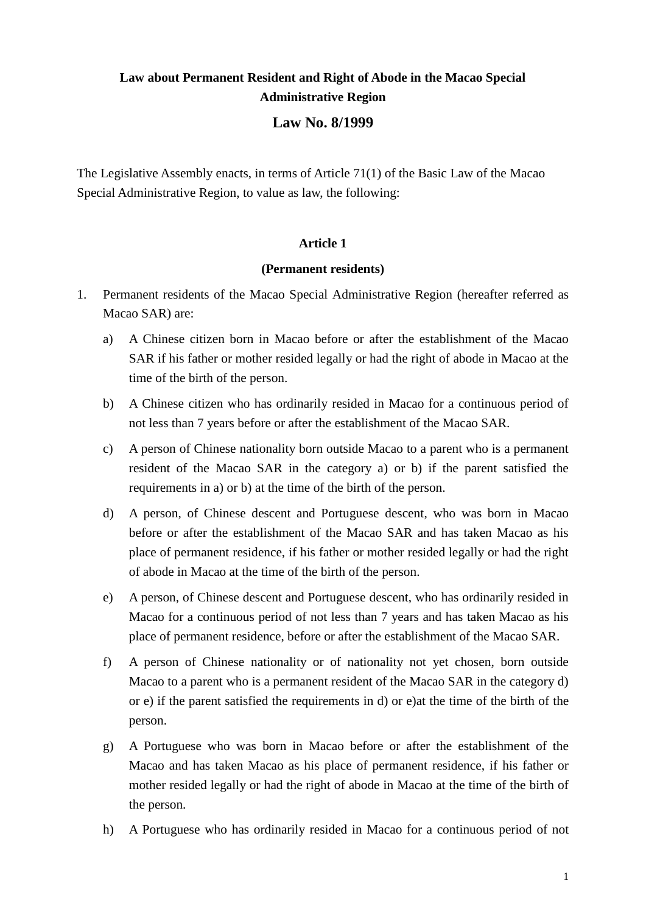# Law about Permanent Resident and Right of Abode in the Macao Special Administrative Region

## Law No. 8/1999

The Legislative Assembly enacts, in terms of Article 71(1) of the Basic Law of the Macao Special Administrative Region, to value as law, the following:

### Article 1

### (Permanent residents)

1. Permanent residents of the Macao Special Administrative Region (hereafter referred as Macao SAR) are:

   a) A Chinese citizen born in Macao before or after the establishment of the Macao SAR if his father or mother resided legally or had the right of abode in Macao at the time of the birth of the person.

   b) A Chinese citizen who has ordinarily resided in Macao for a continuous period of not less than 7 years before or after the establishment of the Macao SAR.

   c) A person of Chinese nationality born outside Macao to a parent who is a permanent resident of the Macao SAR in the category a) or b) if the parent satisfied the requirements in a) or b) at the time of the birth of the person.

   d) A person, of Chinese descent and Portuguese descent, who was born in Macao before or after the establishment of the Macao SAR and has taken Macao as his place of permanent residence, if his father or mother resided legally or had the right of abode in Macao at the time of the birth of the person.

   e) A person, of Chinese descent and Portuguese descent, who has ordinarily resided in Macao for a continuous period of not less than 7 years and has taken Macao as his place of permanent residence, before or after the establishment of the Macao SAR.

   f) A person of Chinese nationality or of nationality not yet chosen, born outside Macao to a parent who is a permanent resident of the Macao SAR in the category d) or e) if the parent satisfied the requirements in d) or e)at the time of the birth of the person.

   g) A Portuguese who was born in Macao before or after the establishment of the Macao and has taken Macao as his place of permanent residence, if his father or mother resided legally or had the right of abode in Macao at the time of the birth of the person.

   h) A Portuguese who has ordinarily resided in Macao for a continuous period of not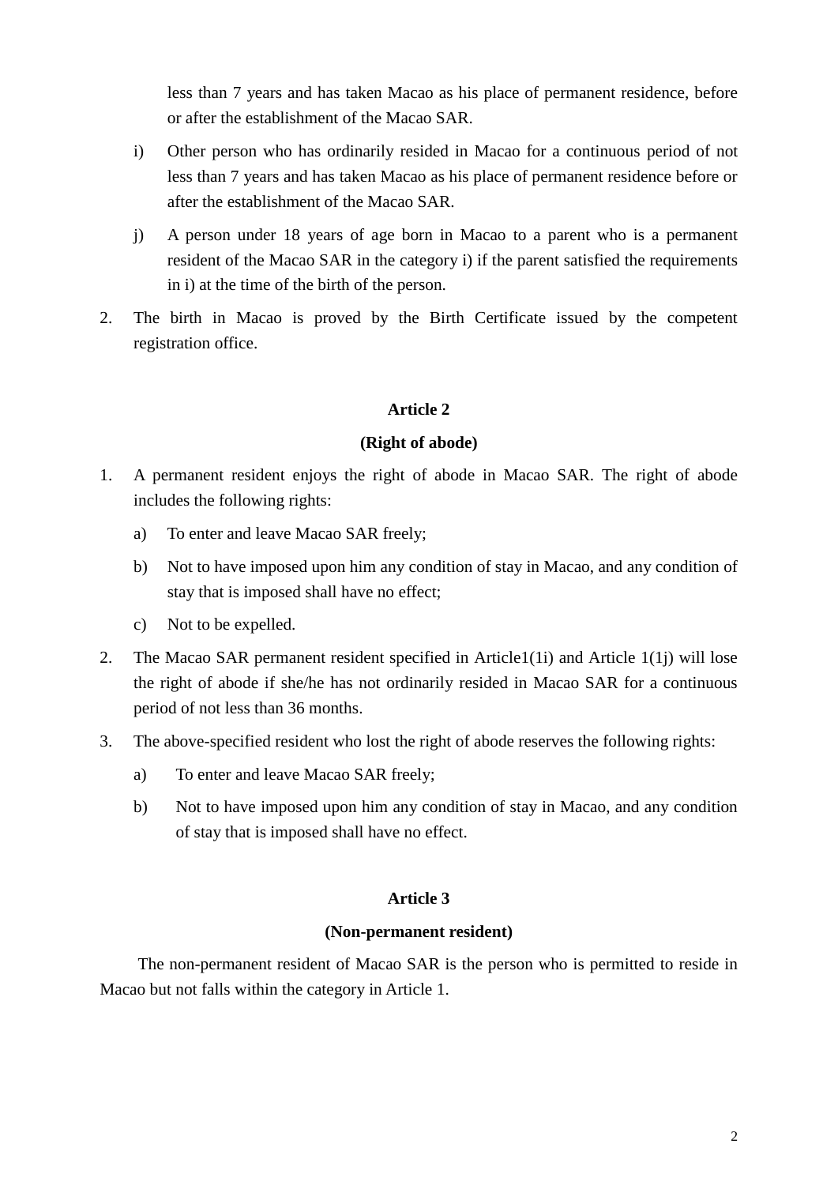less than 7 years and has taken Macao as his place of permanent residence, before or after the establishment of the Macao SAR.

i) Other person who has ordinarily resided in Macao for a continuous period of not less than 7 years and has taken Macao as his place of permanent residence before or after the establishment of the Macao SAR.

j) A person under 18 years of age born in Macao to a parent who is a permanent resident of the Macao SAR in the category i) if the parent satisfied the requirements in i) at the time of the birth of the person.

2. The birth in Macao is proved by the Birth Certificate issued by the competent registration office.

**Article 2**

**(Right of abode)**

1. A permanent resident enjoys the right of abode in Macao SAR. The right of abode includes the following rights:
   a) To enter and leave Macao SAR freely;
   b) Not to have imposed upon him any condition of stay in Macao, and any condition of stay that is imposed shall have no effect;
   c) Not to be expelled.
2. The Macao SAR permanent resident specified in Article1(1i) and Article 1(1j) will lose the right of abode if she/he has not ordinarily resided in Macao SAR for a continuous period of not less than 36 months.
3. The above-specified resident who lost the right of abode reserves the following rights:
   a) To enter and leave Macao SAR freely;
   b) Not to have imposed upon him any condition of stay in Macao, and any condition of stay that is imposed shall have no effect.

**Article 3**

**(Non-permanent resident)**

The non-permanent resident of Macao SAR is the person who is permitted to reside in Macao but not falls within the category in Article 1.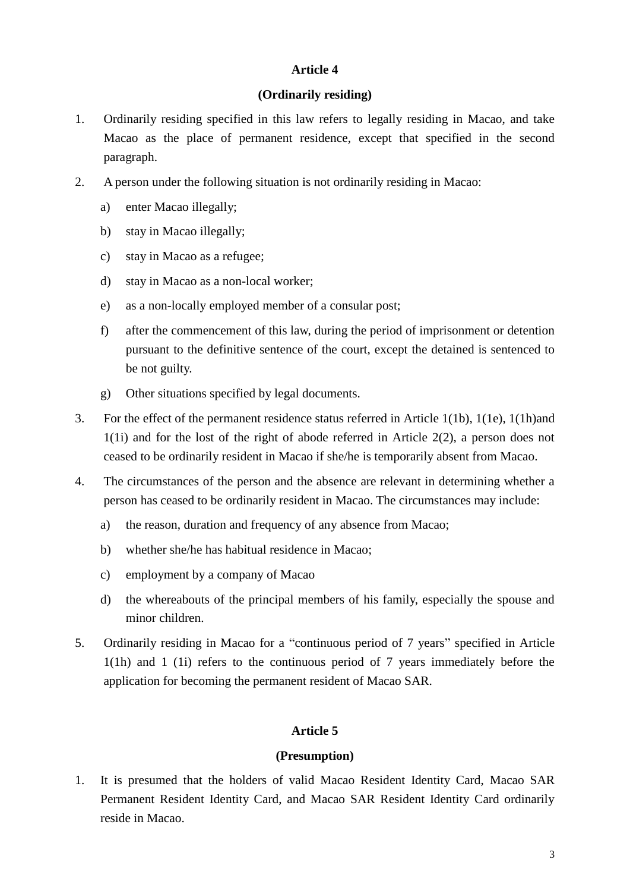**Article 4**

**(Ordinarily residing)**

1. Ordinarily residing specified in this law refers to legally residing in Macao, and take Macao as the place of permanent residence, except that specified in the second paragraph.
2. A person under the following situation is not ordinarily residing in Macao:
   a) enter Macao illegally;
   b) stay in Macao illegally;
   c) stay in Macao as a refugee;
   d) stay in Macao as a non-local worker;
   e) as a non-locally employed member of a consular post;
   f) after the commencement of this law, during the period of imprisonment or detention pursuant to the definitive sentence of the court, except the detained is sentenced to be not guilty.
   g) Other situations specified by legal documents.
3. For the effect of the permanent residence status referred in Article 1(1b), 1(1e), 1(1h)and 1(1i) and for the lost of the right of abode referred in Article 2(2), a person does not ceased to be ordinarily resident in Macao if she/he is temporarily absent from Macao.
4. The circumstances of the person and the absence are relevant in determining whether a person has ceased to be ordinarily resident in Macao. The circumstances may include:
   a) the reason, duration and frequency of any absence from Macao;
   b) whether she/he has habitual residence in Macao;
   c) employment by a company of Macao
   d) the whereabouts of the principal members of his family, especially the spouse and minor children.
5. Ordinarily residing in Macao for a "continuous period of 7 years" specified in Article 1(1h) and 1 (1i) refers to the continuous period of 7 years immediately before the application for becoming the permanent resident of Macao SAR.

**Article 5**

**(Presumption)**

1. It is presumed that the holders of valid Macao Resident Identity Card, Macao SAR Permanent Resident Identity Card, and Macao SAR Resident Identity Card ordinarily reside in Macao.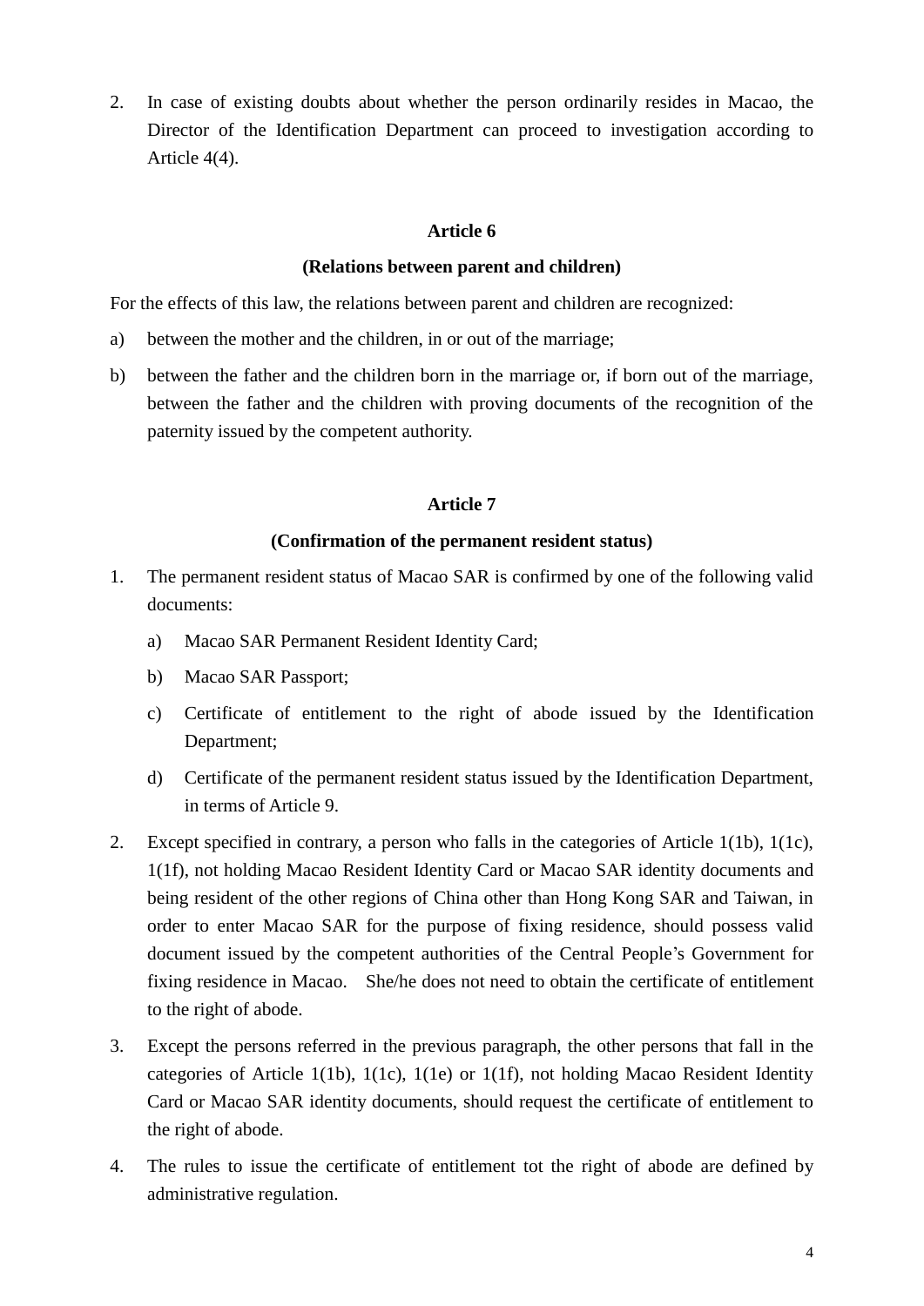2. In case of existing doubts about whether the person ordinarily resides in Macao, the Director of the Identification Department can proceed to investigation according to Article 4(4).

**Article 6**

**(Relations between parent and children)**

For the effects of this law, the relations between parent and children are recognized:

a) between the mother and the children, in or out of the marriage;

b) between the father and the children born in the marriage or, if born out of the marriage, between the father and the children with proving documents of the recognition of the paternity issued by the competent authority.

**Article 7**

**(Confirmation of the permanent resident status)**

1. The permanent resident status of Macao SAR is confirmed by one of the following valid documents:

   a) Macao SAR Permanent Resident Identity Card;

   b) Macao SAR Passport;

   c) Certificate of entitlement to the right of abode issued by the Identification Department;

   d) Certificate of the permanent resident status issued by the Identification Department, in terms of Article 9.

2. Except specified in contrary, a person who falls in the categories of Article 1(1b), 1(1c), 1(1f), not holding Macao Resident Identity Card or Macao SAR identity documents and being resident of the other regions of China other than Hong Kong SAR and Taiwan, in order to enter Macao SAR for the purpose of fixing residence, should possess valid document issued by the competent authorities of the Central People's Government for fixing residence in Macao. She/he does not need to obtain the certificate of entitlement to the right of abode.

3. Except the persons referred in the previous paragraph, the other persons that fall in the categories of Article 1(1b), 1(1c), 1(1e) or 1(1f), not holding Macao Resident Identity Card or Macao SAR identity documents, should request the certificate of entitlement to the right of abode.

4. The rules to issue the certificate of entitlement tot the right of abode are defined by administrative regulation.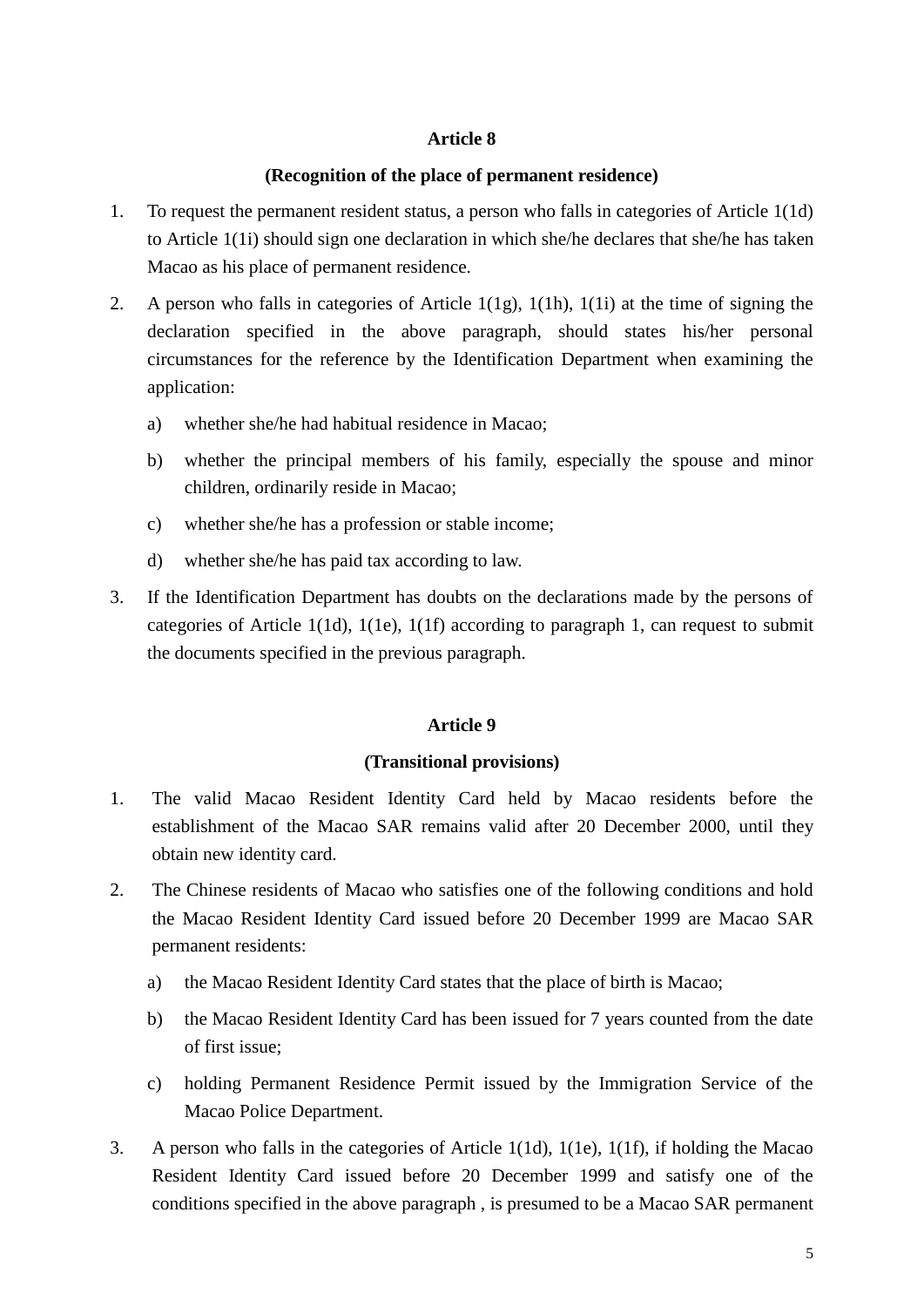**Article 8**

**(Recognition of the place of permanent residence)**

1. To request the permanent resident status, a person who falls in categories of Article 1(1d) to Article 1(1i) should sign one declaration in which she/he declares that she/he has taken Macao as his place of permanent residence.
2. A person who falls in categories of Article 1(1g), 1(1h), 1(1i) at the time of signing the declaration specified in the above paragraph, should states his/her personal circumstances for the reference by the Identification Department when examining the application:
   a) whether she/he had habitual residence in Macao;
   b) whether the principal members of his family, especially the spouse and minor children, ordinarily reside in Macao;
   c) whether she/he has a profession or stable income;
   d) whether she/he has paid tax according to law.
3. If the Identification Department has doubts on the declarations made by the persons of categories of Article 1(1d), 1(1e), 1(1f) according to paragraph 1, can request to submit the documents specified in the previous paragraph.

**Article 9**

**(Transitional provisions)**

1. The valid Macao Resident Identity Card held by Macao residents before the establishment of the Macao SAR remains valid after 20 December 2000, until they obtain new identity card.
2. The Chinese residents of Macao who satisfies one of the following conditions and hold the Macao Resident Identity Card issued before 20 December 1999 are Macao SAR permanent residents:
   a) the Macao Resident Identity Card states that the place of birth is Macao;
   b) the Macao Resident Identity Card has been issued for 7 years counted from the date of first issue;
   c) holding Permanent Residence Permit issued by the Immigration Service of the Macao Police Department.
3. A person who falls in the categories of Article 1(1d), 1(1e), 1(1f), if holding the Macao Resident Identity Card issued before 20 December 1999 and satisfy one of the conditions specified in the above paragraph , is presumed to be a Macao SAR permanent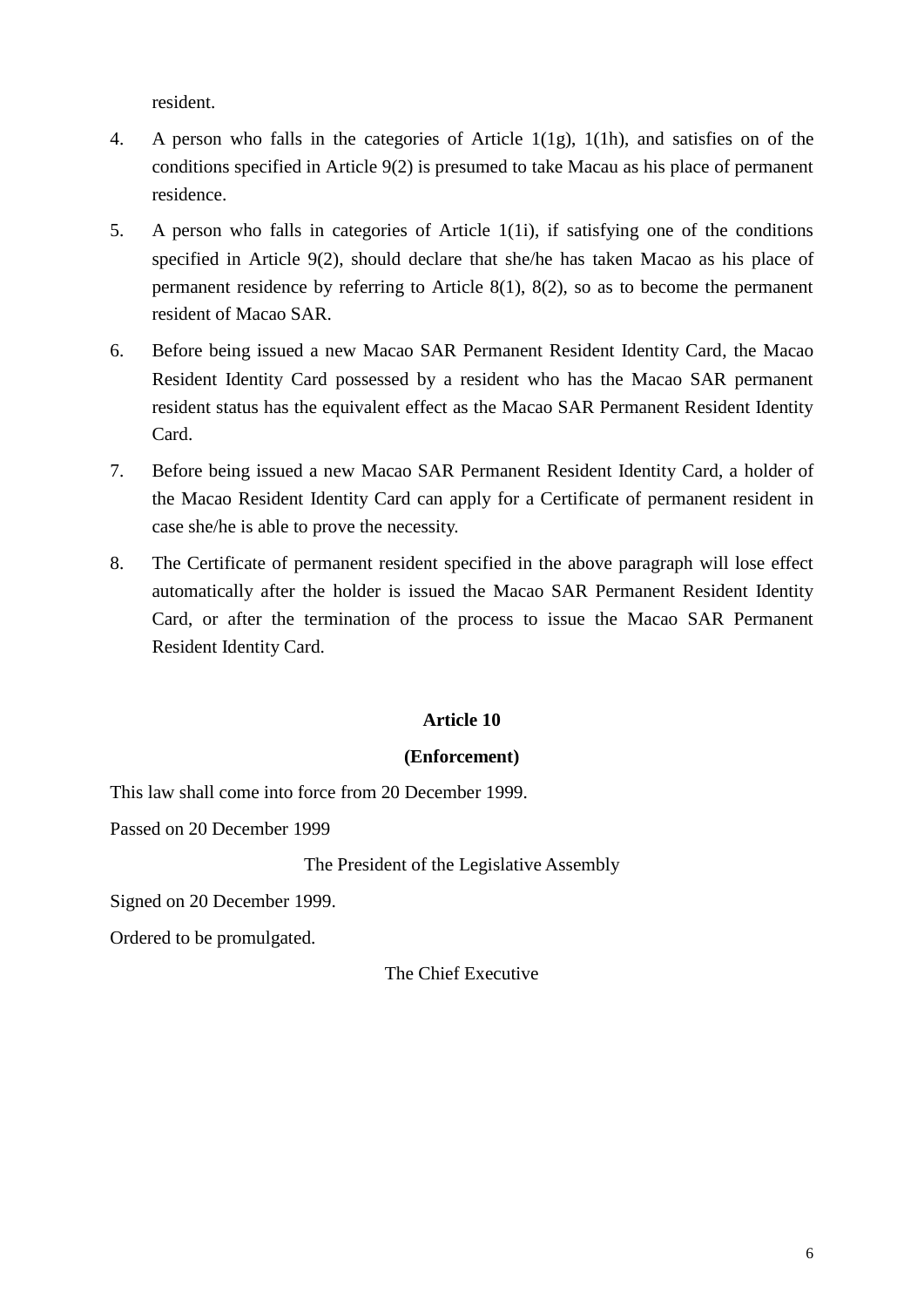resident.

4. A person who falls in the categories of Article 1(1g), 1(1h), and satisfies on of the conditions specified in Article 9(2) is presumed to take Macau as his place of permanent residence.
5. A person who falls in categories of Article 1(1i), if satisfying one of the conditions specified in Article 9(2), should declare that she/he has taken Macao as his place of permanent residence by referring to Article 8(1), 8(2), so as to become the permanent resident of Macao SAR.
6. Before being issued a new Macao SAR Permanent Resident Identity Card, the Macao Resident Identity Card possessed by a resident who has the Macao SAR permanent resident status has the equivalent effect as the Macao SAR Permanent Resident Identity Card.
7. Before being issued a new Macao SAR Permanent Resident Identity Card, a holder of the Macao Resident Identity Card can apply for a Certificate of permanent resident in case she/he is able to prove the necessity.
8. The Certificate of permanent resident specified in the above paragraph will lose effect automatically after the holder is issued the Macao SAR Permanent Resident Identity Card, or after the termination of the process to issue the Macao SAR Permanent Resident Identity Card.

**Article 10**

**(Enforcement)**

This law shall come into force from 20 December 1999.

Passed on 20 December 1999

The President of the Legislative Assembly

Signed on 20 December 1999.

Ordered to be promulgated.

The Chief Executive